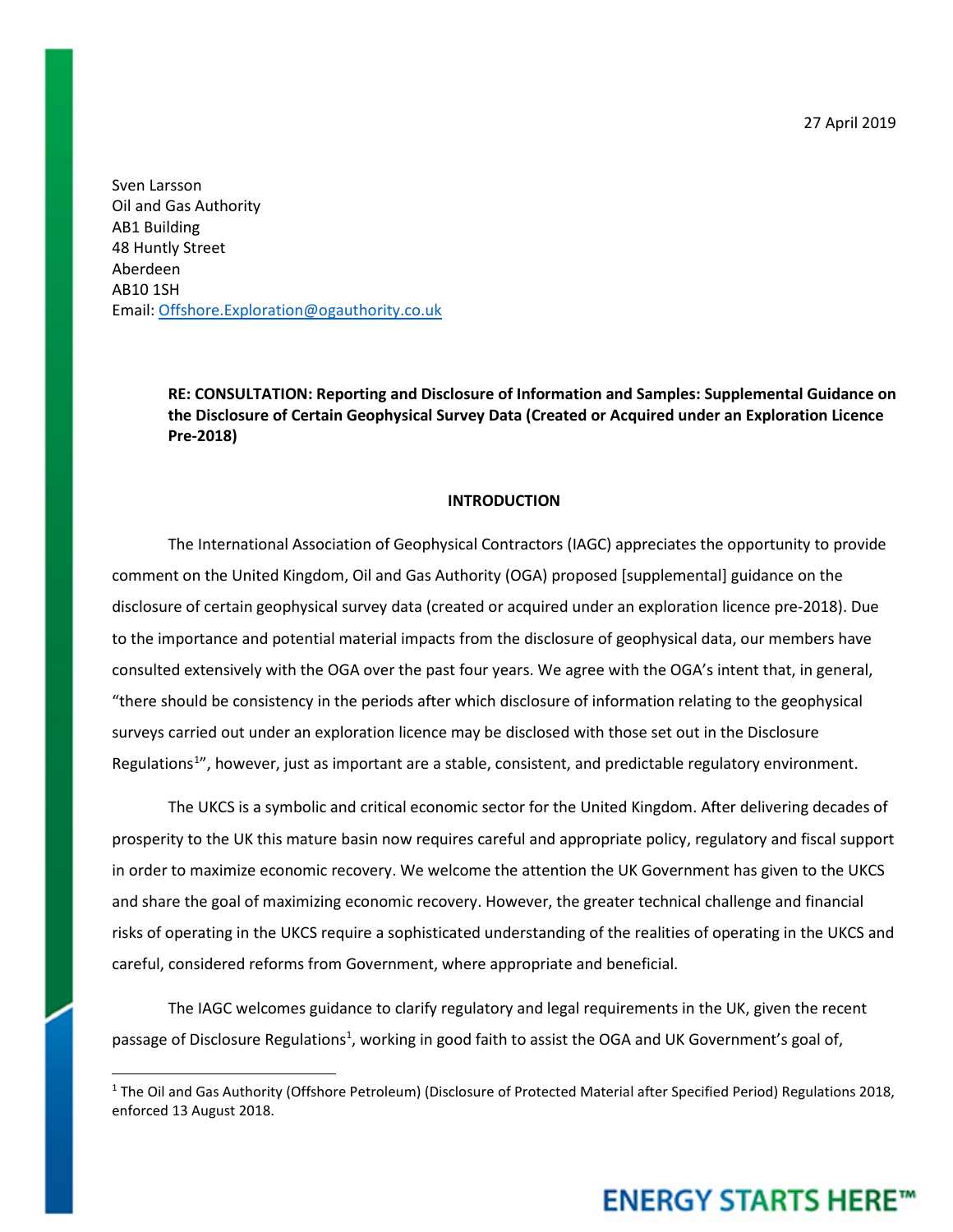27 April 2019

Sven Larsson
Oil and Gas Authority
AB1 Building
48 Huntly Street
Aberdeen
AB10 1SH
Email: Offshore.Exploration@ogauthority.co.uk

**RE: CONSULTATION: Reporting and Disclosure of Information and Samples: Supplemental Guidance on the Disclosure of Certain Geophysical Survey Data (Created or Acquired under an Exploration Licence Pre-2018)**

## INTRODUCTION

The International Association of Geophysical Contractors (IAGC) appreciates the opportunity to provide comment on the United Kingdom, Oil and Gas Authority (OGA) proposed [supplemental] guidance on the disclosure of certain geophysical survey data (created or acquired under an exploration licence pre-2018). Due to the importance and potential material impacts from the disclosure of geophysical data, our members have consulted extensively with the OGA over the past four years. We agree with the OGA's intent that, in general, "there should be consistency in the periods after which disclosure of information relating to the geophysical surveys carried out under an exploration licence may be disclosed with those set out in the Disclosure Regulations[1]", however, just as important are a stable, consistent, and predictable regulatory environment.

The UKCS is a symbolic and critical economic sector for the United Kingdom. After delivering decades of prosperity to the UK this mature basin now requires careful and appropriate policy, regulatory and fiscal support in order to maximize economic recovery. We welcome the attention the UK Government has given to the UKCS and share the goal of maximizing economic recovery. However, the greater technical challenge and financial risks of operating in the UKCS require a sophisticated understanding of the realities of operating in the UKCS and careful, considered reforms from Government, where appropriate and beneficial.

The IAGC welcomes guidance to clarify regulatory and legal requirements in the UK, given the recent passage of Disclosure Regulations[1], working in good faith to assist the OGA and UK Government's goal of,

[1] The Oil and Gas Authority (Offshore Petroleum) (Disclosure of Protected Material after Specified Period) Regulations 2018, enforced 13 August 2018.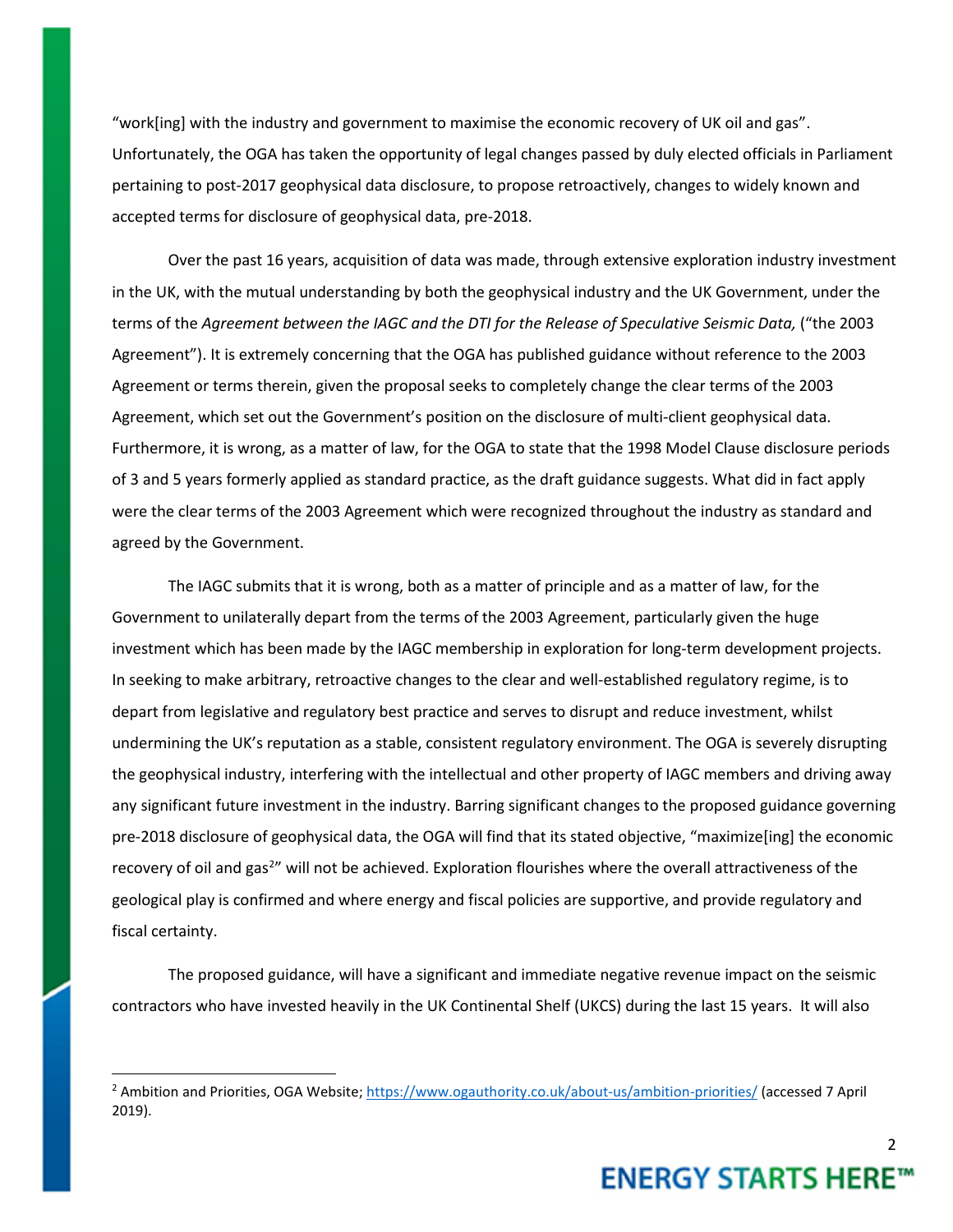"work[ing] with the industry and government to maximise the economic recovery of UK oil and gas". Unfortunately, the OGA has taken the opportunity of legal changes passed by duly elected officials in Parliament pertaining to post-2017 geophysical data disclosure, to propose retroactively, changes to widely known and accepted terms for disclosure of geophysical data, pre-2018.

Over the past 16 years, acquisition of data was made, through extensive exploration industry investment in the UK, with the mutual understanding by both the geophysical industry and the UK Government, under the terms of the *Agreement between the IAGC and the DTI for the Release of Speculative Seismic Data,* ("the 2003 Agreement"). It is extremely concerning that the OGA has published guidance without reference to the 2003 Agreement or terms therein, given the proposal seeks to completely change the clear terms of the 2003 Agreement, which set out the Government's position on the disclosure of multi-client geophysical data. Furthermore, it is wrong, as a matter of law, for the OGA to state that the 1998 Model Clause disclosure periods of 3 and 5 years formerly applied as standard practice, as the draft guidance suggests. What did in fact apply were the clear terms of the 2003 Agreement which were recognized throughout the industry as standard and agreed by the Government.

The IAGC submits that it is wrong, both as a matter of principle and as a matter of law, for the Government to unilaterally depart from the terms of the 2003 Agreement, particularly given the huge investment which has been made by the IAGC membership in exploration for long-term development projects. In seeking to make arbitrary, retroactive changes to the clear and well-established regulatory regime, is to depart from legislative and regulatory best practice and serves to disrupt and reduce investment, whilst undermining the UK's reputation as a stable, consistent regulatory environment. The OGA is severely disrupting the geophysical industry, interfering with the intellectual and other property of IAGC members and driving away any significant future investment in the industry. Barring significant changes to the proposed guidance governing pre-2018 disclosure of geophysical data, the OGA will find that its stated objective, "maximize[ing] the economic recovery of oil and gas[2]" will not be achieved. Exploration flourishes where the overall attractiveness of the geological play is confirmed and where energy and fiscal policies are supportive, and provide regulatory and fiscal certainty.

The proposed guidance, will have a significant and immediate negative revenue impact on the seismic contractors who have invested heavily in the UK Continental Shelf (UKCS) during the last 15 years. It will also

---

[2] Ambition and Priorities, OGA Website; https://www.ogauthority.co.uk/about-us/ambition-priorities/ (accessed 7 April 2019).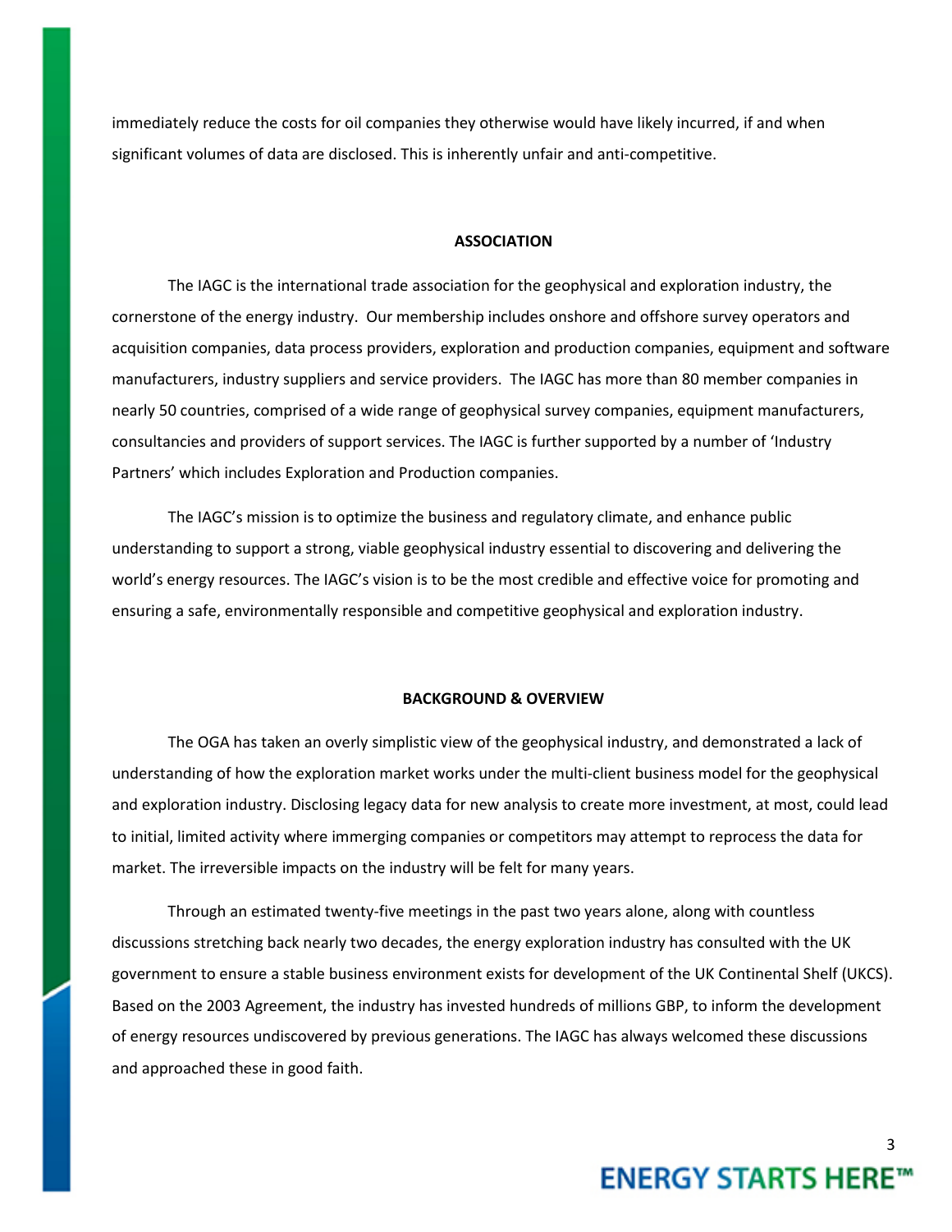immediately reduce the costs for oil companies they otherwise would have likely incurred, if and when significant volumes of data are disclosed. This is inherently unfair and anti-competitive.

## ASSOCIATION

The IAGC is the international trade association for the geophysical and exploration industry, the cornerstone of the energy industry. Our membership includes onshore and offshore survey operators and acquisition companies, data process providers, exploration and production companies, equipment and software manufacturers, industry suppliers and service providers. The IAGC has more than 80 member companies in nearly 50 countries, comprised of a wide range of geophysical survey companies, equipment manufacturers, consultancies and providers of support services. The IAGC is further supported by a number of 'Industry Partners' which includes Exploration and Production companies.

The IAGC's mission is to optimize the business and regulatory climate, and enhance public understanding to support a strong, viable geophysical industry essential to discovering and delivering the world's energy resources. The IAGC's vision is to be the most credible and effective voice for promoting and ensuring a safe, environmentally responsible and competitive geophysical and exploration industry.

## BACKGROUND & OVERVIEW

The OGA has taken an overly simplistic view of the geophysical industry, and demonstrated a lack of understanding of how the exploration market works under the multi-client business model for the geophysical and exploration industry. Disclosing legacy data for new analysis to create more investment, at most, could lead to initial, limited activity where immerging companies or competitors may attempt to reprocess the data for market. The irreversible impacts on the industry will be felt for many years.

Through an estimated twenty-five meetings in the past two years alone, along with countless discussions stretching back nearly two decades, the energy exploration industry has consulted with the UK government to ensure a stable business environment exists for development of the UK Continental Shelf (UKCS). Based on the 2003 Agreement, the industry has invested hundreds of millions GBP, to inform the development of energy resources undiscovered by previous generations. The IAGC has always welcomed these discussions and approached these in good faith.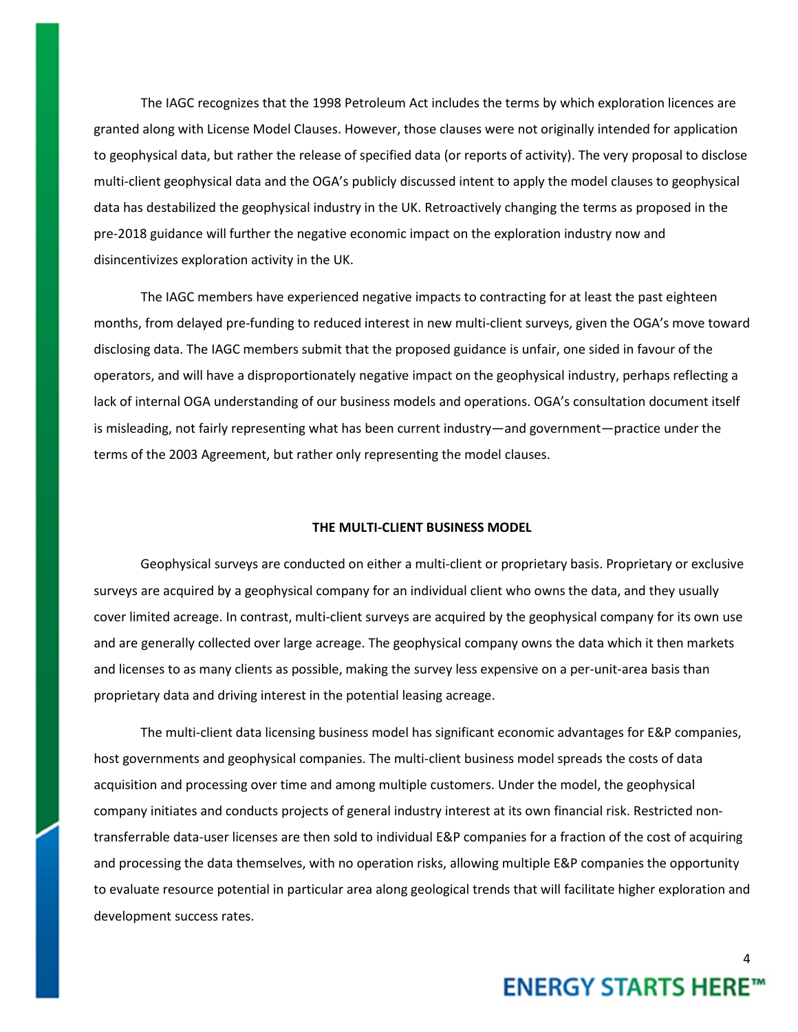The IAGC recognizes that the 1998 Petroleum Act includes the terms by which exploration licences are granted along with License Model Clauses. However, those clauses were not originally intended for application to geophysical data, but rather the release of specified data (or reports of activity). The very proposal to disclose multi-client geophysical data and the OGA's publicly discussed intent to apply the model clauses to geophysical data has destabilized the geophysical industry in the UK. Retroactively changing the terms as proposed in the pre-2018 guidance will further the negative economic impact on the exploration industry now and disincentivizes exploration activity in the UK.

The IAGC members have experienced negative impacts to contracting for at least the past eighteen months, from delayed pre-funding to reduced interest in new multi-client surveys, given the OGA's move toward disclosing data. The IAGC members submit that the proposed guidance is unfair, one sided in favour of the operators, and will have a disproportionately negative impact on the geophysical industry, perhaps reflecting a lack of internal OGA understanding of our business models and operations. OGA's consultation document itself is misleading, not fairly representing what has been current industry—and government—practice under the terms of the 2003 Agreement, but rather only representing the model clauses.

## THE MULTI-CLIENT BUSINESS MODEL

Geophysical surveys are conducted on either a multi-client or proprietary basis. Proprietary or exclusive surveys are acquired by a geophysical company for an individual client who owns the data, and they usually cover limited acreage. In contrast, multi-client surveys are acquired by the geophysical company for its own use and are generally collected over large acreage. The geophysical company owns the data which it then markets and licenses to as many clients as possible, making the survey less expensive on a per-unit-area basis than proprietary data and driving interest in the potential leasing acreage.

The multi-client data licensing business model has significant economic advantages for E&P companies, host governments and geophysical companies. The multi-client business model spreads the costs of data acquisition and processing over time and among multiple customers. Under the model, the geophysical company initiates and conducts projects of general industry interest at its own financial risk. Restricted non-transferrable data-user licenses are then sold to individual E&P companies for a fraction of the cost of acquiring and processing the data themselves, with no operation risks, allowing multiple E&P companies the opportunity to evaluate resource potential in particular area along geological trends that will facilitate higher exploration and development success rates.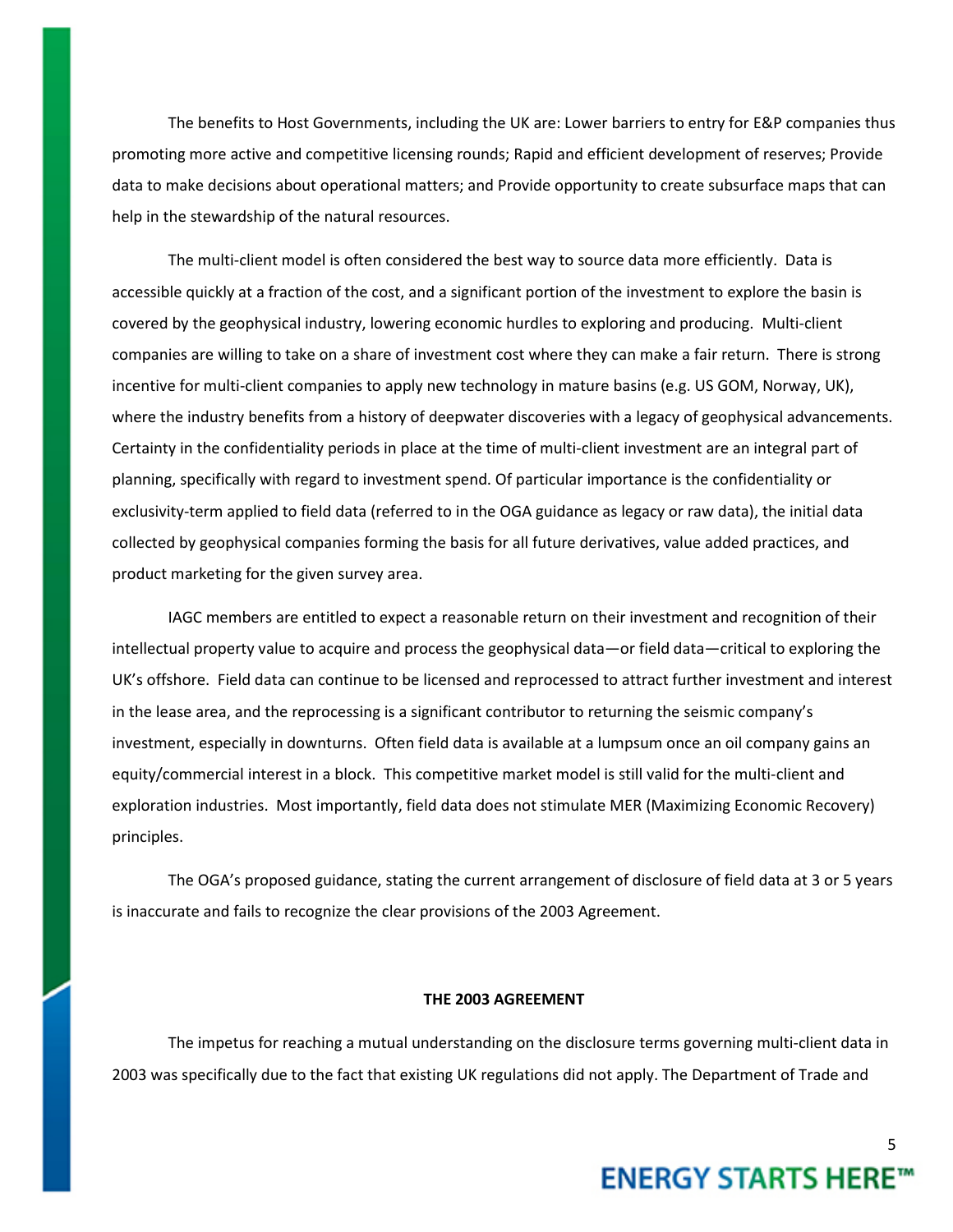The benefits to Host Governments, including the UK are: Lower barriers to entry for E&P companies thus promoting more active and competitive licensing rounds; Rapid and efficient development of reserves; Provide data to make decisions about operational matters; and Provide opportunity to create subsurface maps that can help in the stewardship of the natural resources.

The multi-client model is often considered the best way to source data more efficiently. Data is accessible quickly at a fraction of the cost, and a significant portion of the investment to explore the basin is covered by the geophysical industry, lowering economic hurdles to exploring and producing. Multi-client companies are willing to take on a share of investment cost where they can make a fair return. There is strong incentive for multi-client companies to apply new technology in mature basins (e.g. US GOM, Norway, UK), where the industry benefits from a history of deepwater discoveries with a legacy of geophysical advancements. Certainty in the confidentiality periods in place at the time of multi-client investment are an integral part of planning, specifically with regard to investment spend. Of particular importance is the confidentiality or exclusivity-term applied to field data (referred to in the OGA guidance as legacy or raw data), the initial data collected by geophysical companies forming the basis for all future derivatives, value added practices, and product marketing for the given survey area.

IAGC members are entitled to expect a reasonable return on their investment and recognition of their intellectual property value to acquire and process the geophysical data—or field data—critical to exploring the UK's offshore. Field data can continue to be licensed and reprocessed to attract further investment and interest in the lease area, and the reprocessing is a significant contributor to returning the seismic company's investment, especially in downturns. Often field data is available at a lumpsum once an oil company gains an equity/commercial interest in a block. This competitive market model is still valid for the multi-client and exploration industries. Most importantly, field data does not stimulate MER (Maximizing Economic Recovery) principles.

The OGA's proposed guidance, stating the current arrangement of disclosure of field data at 3 or 5 years is inaccurate and fails to recognize the clear provisions of the 2003 Agreement.

## THE 2003 AGREEMENT

The impetus for reaching a mutual understanding on the disclosure terms governing multi-client data in 2003 was specifically due to the fact that existing UK regulations did not apply. The Department of Trade and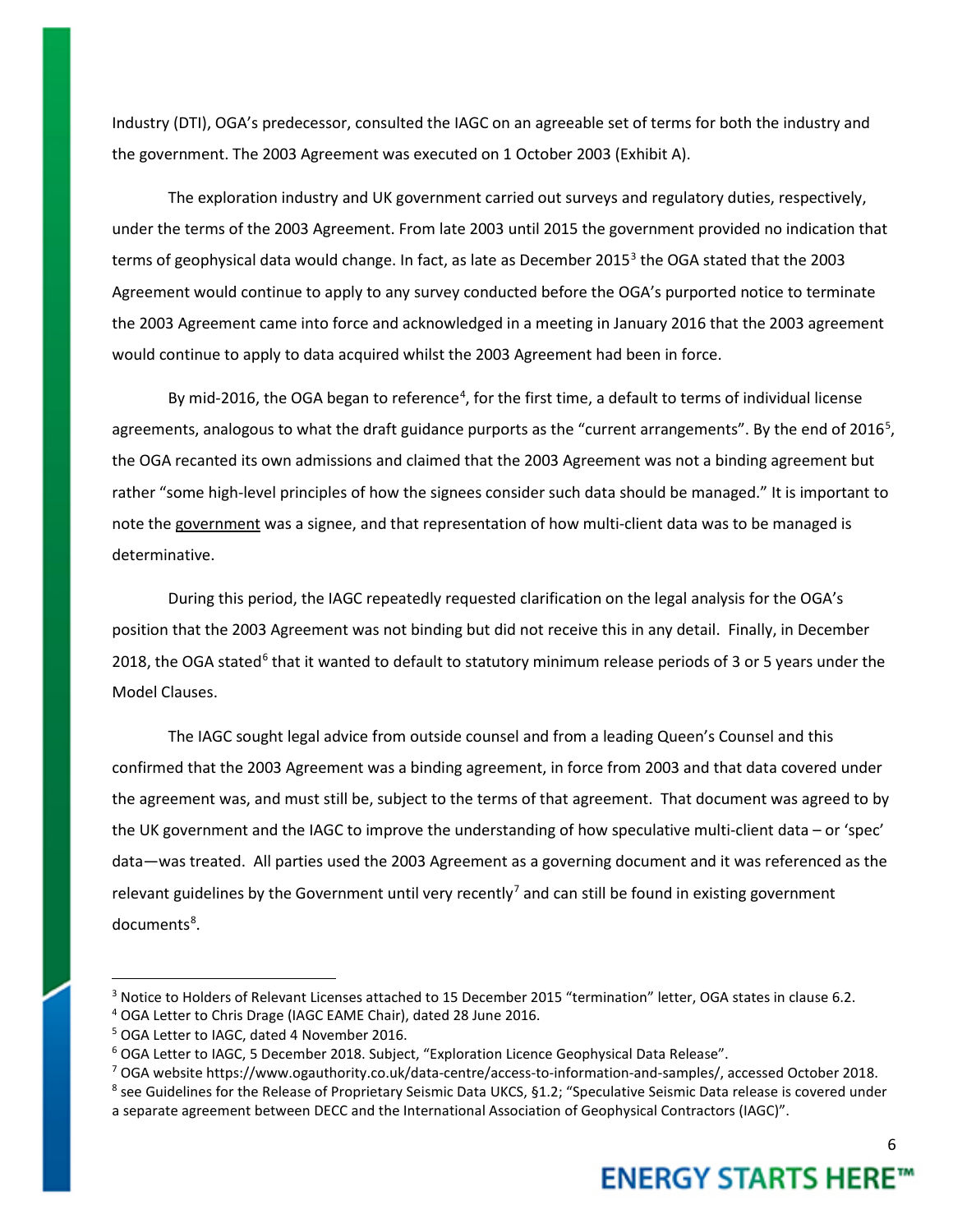Industry (DTI), OGA's predecessor, consulted the IAGC on an agreeable set of terms for both the industry and the government. The 2003 Agreement was executed on 1 October 2003 (Exhibit A).

The exploration industry and UK government carried out surveys and regulatory duties, respectively, under the terms of the 2003 Agreement. From late 2003 until 2015 the government provided no indication that terms of geophysical data would change. In fact, as late as December 2015[3] the OGA stated that the 2003 Agreement would continue to apply to any survey conducted before the OGA's purported notice to terminate the 2003 Agreement came into force and acknowledged in a meeting in January 2016 that the 2003 agreement would continue to apply to data acquired whilst the 2003 Agreement had been in force.

By mid-2016, the OGA began to reference[4], for the first time, a default to terms of individual license agreements, analogous to what the draft guidance purports as the "current arrangements". By the end of 2016[5], the OGA recanted its own admissions and claimed that the 2003 Agreement was not a binding agreement but rather "some high-level principles of how the signees consider such data should be managed." It is important to note the <u>government</u> was a signee, and that representation of how multi-client data was to be managed is determinative.

During this period, the IAGC repeatedly requested clarification on the legal analysis for the OGA's position that the 2003 Agreement was not binding but did not receive this in any detail. Finally, in December 2018, the OGA stated[6] that it wanted to default to statutory minimum release periods of 3 or 5 years under the Model Clauses.

The IAGC sought legal advice from outside counsel and from a leading Queen's Counsel and this confirmed that the 2003 Agreement was a binding agreement, in force from 2003 and that data covered under the agreement was, and must still be, subject to the terms of that agreement. That document was agreed to by the UK government and the IAGC to improve the understanding of how speculative multi-client data – or 'spec' data—was treated. All parties used the 2003 Agreement as a governing document and it was referenced as the relevant guidelines by the Government until very recently[7] and can still be found in existing government documents[8].

---

[3] Notice to Holders of Relevant Licenses attached to 15 December 2015 "termination" letter, OGA states in clause 6.2.

[4] OGA Letter to Chris Drage (IAGC EAME Chair), dated 28 June 2016.

[5] OGA Letter to IAGC, dated 4 November 2016.

[6] OGA Letter to IAGC, 5 December 2018. Subject, "Exploration Licence Geophysical Data Release".

[7] OGA website https://www.ogauthority.co.uk/data-centre/access-to-information-and-samples/, accessed October 2018.

[8] see Guidelines for the Release of Proprietary Seismic Data UKCS, §1.2; "Speculative Seismic Data release is covered under a separate agreement between DECC and the International Association of Geophysical Contractors (IAGC)".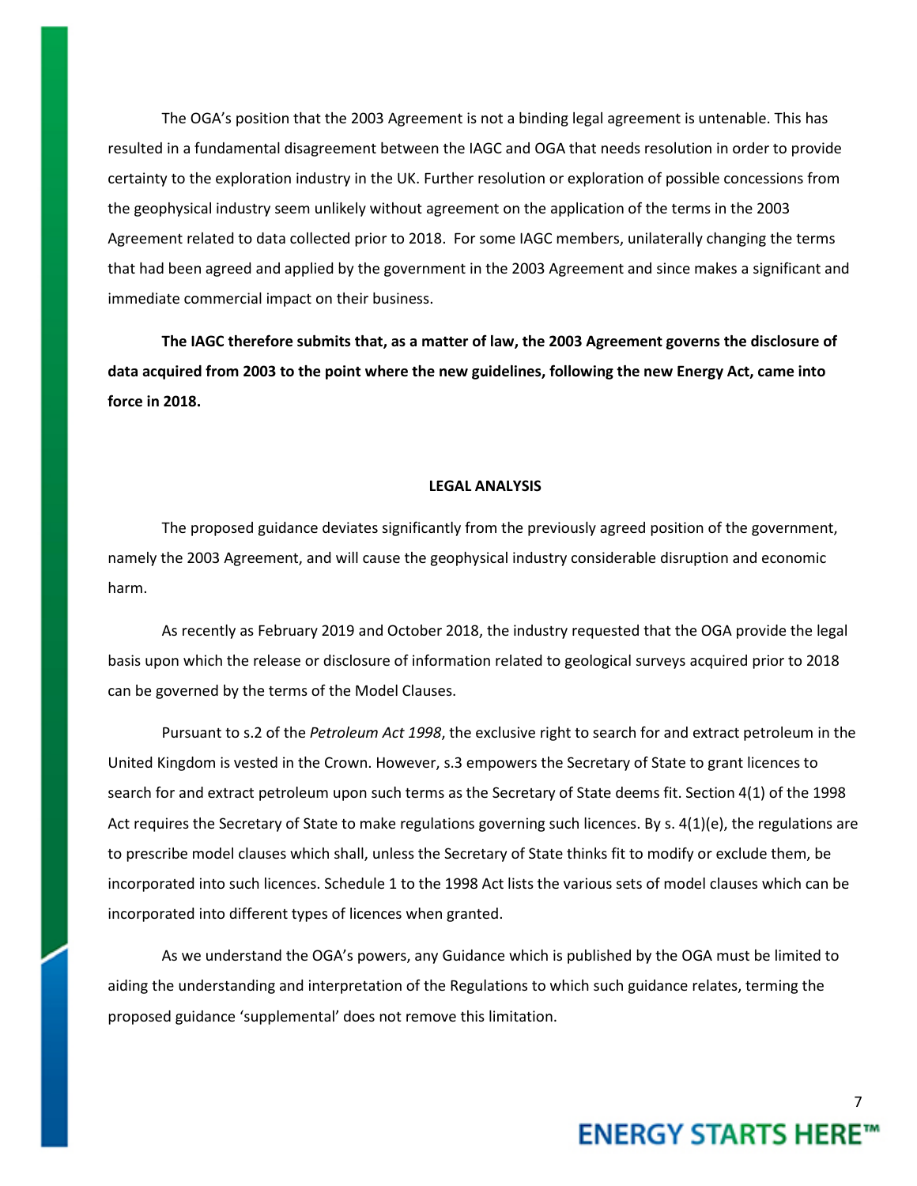The OGA's position that the 2003 Agreement is not a binding legal agreement is untenable. This has resulted in a fundamental disagreement between the IAGC and OGA that needs resolution in order to provide certainty to the exploration industry in the UK. Further resolution or exploration of possible concessions from the geophysical industry seem unlikely without agreement on the application of the terms in the 2003 Agreement related to data collected prior to 2018. For some IAGC members, unilaterally changing the terms that had been agreed and applied by the government in the 2003 Agreement and since makes a significant and immediate commercial impact on their business.

**The IAGC therefore submits that, as a matter of law, the 2003 Agreement governs the disclosure of data acquired from 2003 to the point where the new guidelines, following the new Energy Act, came into force in 2018.**

## LEGAL ANALYSIS

The proposed guidance deviates significantly from the previously agreed position of the government, namely the 2003 Agreement, and will cause the geophysical industry considerable disruption and economic harm.

As recently as February 2019 and October 2018, the industry requested that the OGA provide the legal basis upon which the release or disclosure of information related to geological surveys acquired prior to 2018 can be governed by the terms of the Model Clauses.

Pursuant to s.2 of the *Petroleum Act 1998*, the exclusive right to search for and extract petroleum in the United Kingdom is vested in the Crown. However, s.3 empowers the Secretary of State to grant licences to search for and extract petroleum upon such terms as the Secretary of State deems fit. Section 4(1) of the 1998 Act requires the Secretary of State to make regulations governing such licences. By s. 4(1)(e), the regulations are to prescribe model clauses which shall, unless the Secretary of State thinks fit to modify or exclude them, be incorporated into such licences. Schedule 1 to the 1998 Act lists the various sets of model clauses which can be incorporated into different types of licences when granted.

As we understand the OGA's powers, any Guidance which is published by the OGA must be limited to aiding the understanding and interpretation of the Regulations to which such guidance relates, terming the proposed guidance 'supplemental' does not remove this limitation.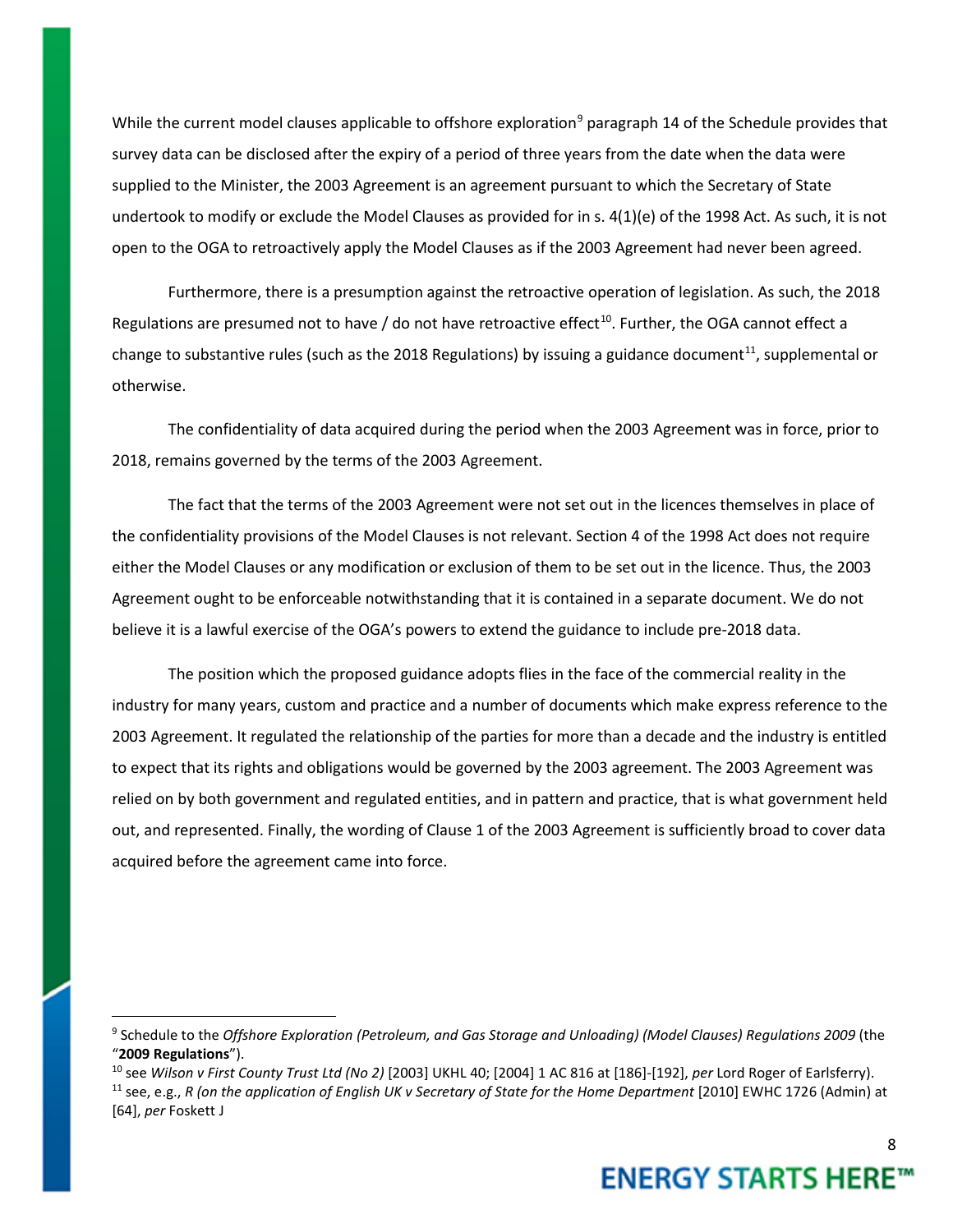While the current model clauses applicable to offshore exploration[9] paragraph 14 of the Schedule provides that survey data can be disclosed after the expiry of a period of three years from the date when the data were supplied to the Minister, the 2003 Agreement is an agreement pursuant to which the Secretary of State undertook to modify or exclude the Model Clauses as provided for in s. 4(1)(e) of the 1998 Act. As such, it is not open to the OGA to retroactively apply the Model Clauses as if the 2003 Agreement had never been agreed.

Furthermore, there is a presumption against the retroactive operation of legislation. As such, the 2018 Regulations are presumed not to have / do not have retroactive effect[10]. Further, the OGA cannot effect a change to substantive rules (such as the 2018 Regulations) by issuing a guidance document[11], supplemental or otherwise.

The confidentiality of data acquired during the period when the 2003 Agreement was in force, prior to 2018, remains governed by the terms of the 2003 Agreement.

The fact that the terms of the 2003 Agreement were not set out in the licences themselves in place of the confidentiality provisions of the Model Clauses is not relevant. Section 4 of the 1998 Act does not require either the Model Clauses or any modification or exclusion of them to be set out in the licence. Thus, the 2003 Agreement ought to be enforceable notwithstanding that it is contained in a separate document. We do not believe it is a lawful exercise of the OGA's powers to extend the guidance to include pre-2018 data.

The position which the proposed guidance adopts flies in the face of the commercial reality in the industry for many years, custom and practice and a number of documents which make express reference to the 2003 Agreement. It regulated the relationship of the parties for more than a decade and the industry is entitled to expect that its rights and obligations would be governed by the 2003 agreement. The 2003 Agreement was relied on by both government and regulated entities, and in pattern and practice, that is what government held out, and represented. Finally, the wording of Clause 1 of the 2003 Agreement is sufficiently broad to cover data acquired before the agreement came into force.

---

[9] Schedule to the *Offshore Exploration (Petroleum, and Gas Storage and Unloading) (Model Clauses) Regulations 2009* (the "**2009 Regulations**").

[10] see *Wilson v First County Trust Ltd (No 2)* [2003] UKHL 40; [2004] 1 AC 816 at [186]-[192], *per* Lord Roger of Earlsferry).

[11] see, e.g., *R (on the application of English UK v Secretary of State for the Home Department* [2010] EWHC 1726 (Admin) at [64], *per* Foskett J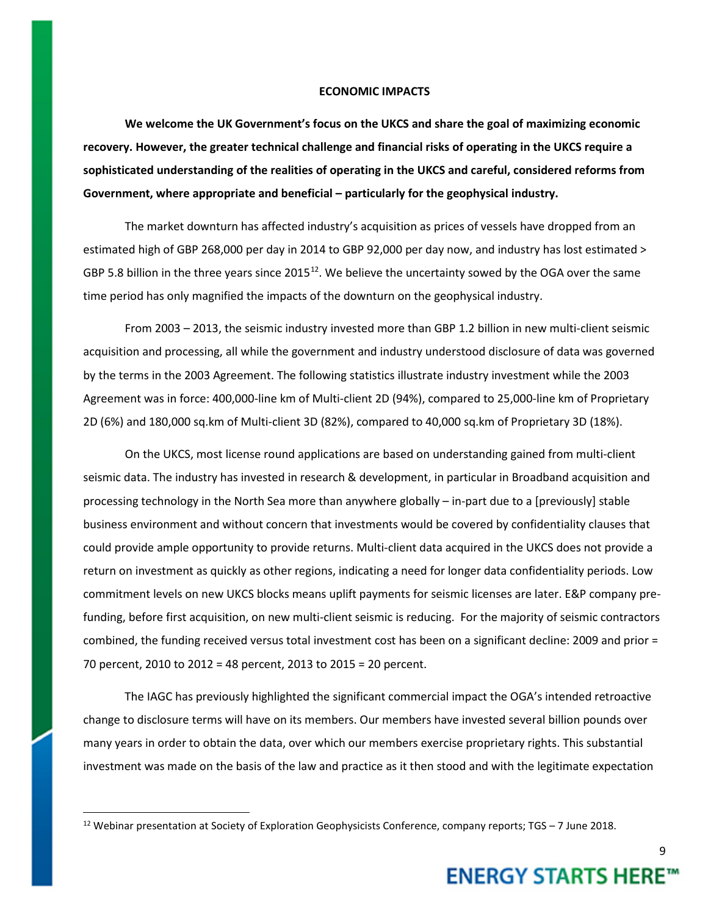## ECONOMIC IMPACTS

**We welcome the UK Government's focus on the UKCS and share the goal of maximizing economic recovery. However, the greater technical challenge and financial risks of operating in the UKCS require a sophisticated understanding of the realities of operating in the UKCS and careful, considered reforms from Government, where appropriate and beneficial – particularly for the geophysical industry.**

The market downturn has affected industry's acquisition as prices of vessels have dropped from an estimated high of GBP 268,000 per day in 2014 to GBP 92,000 per day now, and industry has lost estimated > GBP 5.8 billion in the three years since 2015[12]. We believe the uncertainty sowed by the OGA over the same time period has only magnified the impacts of the downturn on the geophysical industry.

From 2003 – 2013, the seismic industry invested more than GBP 1.2 billion in new multi-client seismic acquisition and processing, all while the government and industry understood disclosure of data was governed by the terms in the 2003 Agreement. The following statistics illustrate industry investment while the 2003 Agreement was in force: 400,000-line km of Multi-client 2D (94%), compared to 25,000-line km of Proprietary 2D (6%) and 180,000 sq.km of Multi-client 3D (82%), compared to 40,000 sq.km of Proprietary 3D (18%).

On the UKCS, most license round applications are based on understanding gained from multi-client seismic data. The industry has invested in research & development, in particular in Broadband acquisition and processing technology in the North Sea more than anywhere globally – in-part due to a [previously] stable business environment and without concern that investments would be covered by confidentiality clauses that could provide ample opportunity to provide returns. Multi-client data acquired in the UKCS does not provide a return on investment as quickly as other regions, indicating a need for longer data confidentiality periods. Low commitment levels on new UKCS blocks means uplift payments for seismic licenses are later. E&P company pre-funding, before first acquisition, on new multi-client seismic is reducing. For the majority of seismic contractors combined, the funding received versus total investment cost has been on a significant decline: 2009 and prior = 70 percent, 2010 to 2012 = 48 percent, 2013 to 2015 = 20 percent.

The IAGC has previously highlighted the significant commercial impact the OGA's intended retroactive change to disclosure terms will have on its members. Our members have invested several billion pounds over many years in order to obtain the data, over which our members exercise proprietary rights. This substantial investment was made on the basis of the law and practice as it then stood and with the legitimate expectation

[12] Webinar presentation at Society of Exploration Geophysicists Conference, company reports; TGS – 7 June 2018.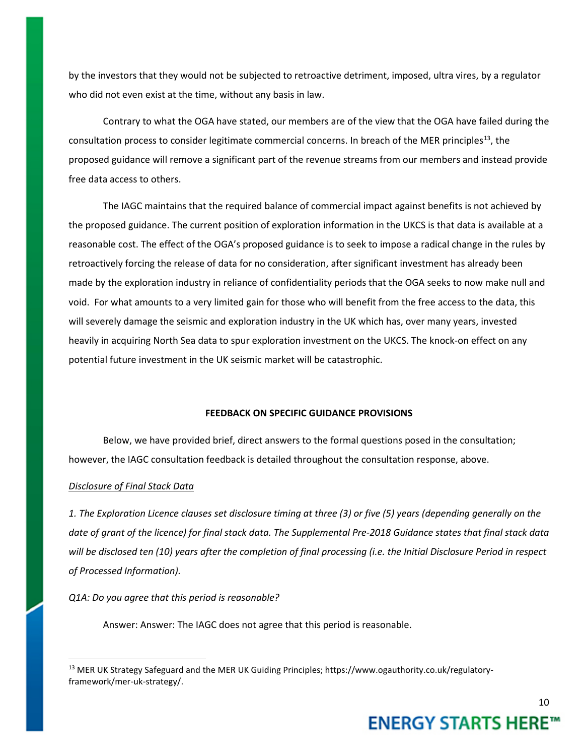by the investors that they would not be subjected to retroactive detriment, imposed, ultra vires, by a regulator who did not even exist at the time, without any basis in law.

Contrary to what the OGA have stated, our members are of the view that the OGA have failed during the consultation process to consider legitimate commercial concerns. In breach of the MER principles[13], the proposed guidance will remove a significant part of the revenue streams from our members and instead provide free data access to others.

The IAGC maintains that the required balance of commercial impact against benefits is not achieved by the proposed guidance. The current position of exploration information in the UKCS is that data is available at a reasonable cost. The effect of the OGA's proposed guidance is to seek to impose a radical change in the rules by retroactively forcing the release of data for no consideration, after significant investment has already been made by the exploration industry in reliance of confidentiality periods that the OGA seeks to now make null and void. For what amounts to a very limited gain for those who will benefit from the free access to the data, this will severely damage the seismic and exploration industry in the UK which has, over many years, invested heavily in acquiring North Sea data to spur exploration investment on the UKCS. The knock-on effect on any potential future investment in the UK seismic market will be catastrophic.

## FEEDBACK ON SPECIFIC GUIDANCE PROVISIONS

Below, we have provided brief, direct answers to the formal questions posed in the consultation; however, the IAGC consultation feedback is detailed throughout the consultation response, above.

### <u>Disclosure of Final Stack Data</u>

*1. The Exploration Licence clauses set disclosure timing at three (3) or five (5) years (depending generally on the date of grant of the licence) for final stack data. The Supplemental Pre-2018 Guidance states that final stack data will be disclosed ten (10) years after the completion of final processing (i.e. the Initial Disclosure Period in respect of Processed Information).*

*Q1A: Do you agree that this period is reasonable?*

Answer: Answer: The IAGC does not agree that this period is reasonable.

[13] MER UK Strategy Safeguard and the MER UK Guiding Principles; https://www.ogauthority.co.uk/regulatory-framework/mer-uk-strategy/.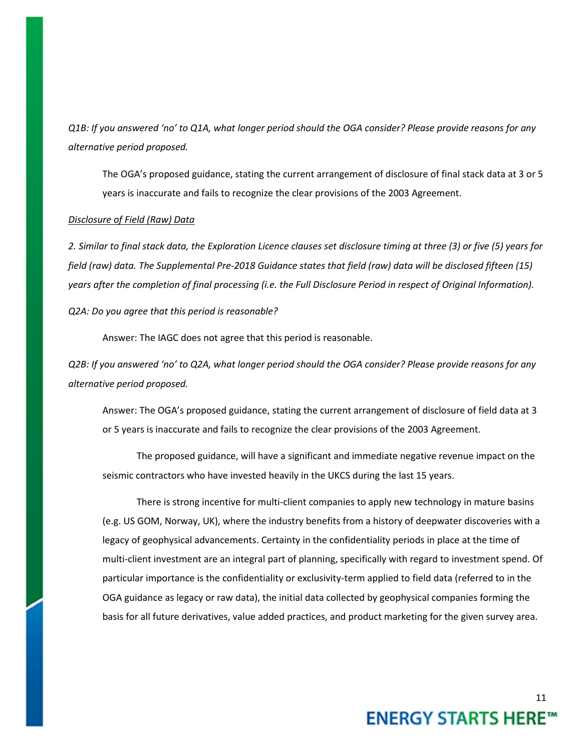*Q1B: If you answered 'no' to Q1A, what longer period should the OGA consider? Please provide reasons for any alternative period proposed.*

The OGA's proposed guidance, stating the current arrangement of disclosure of final stack data at 3 or 5 years is inaccurate and fails to recognize the clear provisions of the 2003 Agreement.

*Disclosure of Field (Raw) Data*

*2. Similar to final stack data, the Exploration Licence clauses set disclosure timing at three (3) or five (5) years for field (raw) data. The Supplemental Pre-2018 Guidance states that field (raw) data will be disclosed fifteen (15) years after the completion of final processing (i.e. the Full Disclosure Period in respect of Original Information).*

*Q2A: Do you agree that this period is reasonable?*

Answer: The IAGC does not agree that this period is reasonable.

*Q2B: If you answered 'no' to Q2A, what longer period should the OGA consider? Please provide reasons for any alternative period proposed.*

Answer: The OGA's proposed guidance, stating the current arrangement of disclosure of field data at 3 or 5 years is inaccurate and fails to recognize the clear provisions of the 2003 Agreement.

The proposed guidance, will have a significant and immediate negative revenue impact on the seismic contractors who have invested heavily in the UKCS during the last 15 years.

There is strong incentive for multi-client companies to apply new technology in mature basins (e.g. US GOM, Norway, UK), where the industry benefits from a history of deepwater discoveries with a legacy of geophysical advancements. Certainty in the confidentiality periods in place at the time of multi-client investment are an integral part of planning, specifically with regard to investment spend. Of particular importance is the confidentiality or exclusivity-term applied to field data (referred to in the OGA guidance as legacy or raw data), the initial data collected by geophysical companies forming the basis for all future derivatives, value added practices, and product marketing for the given survey area.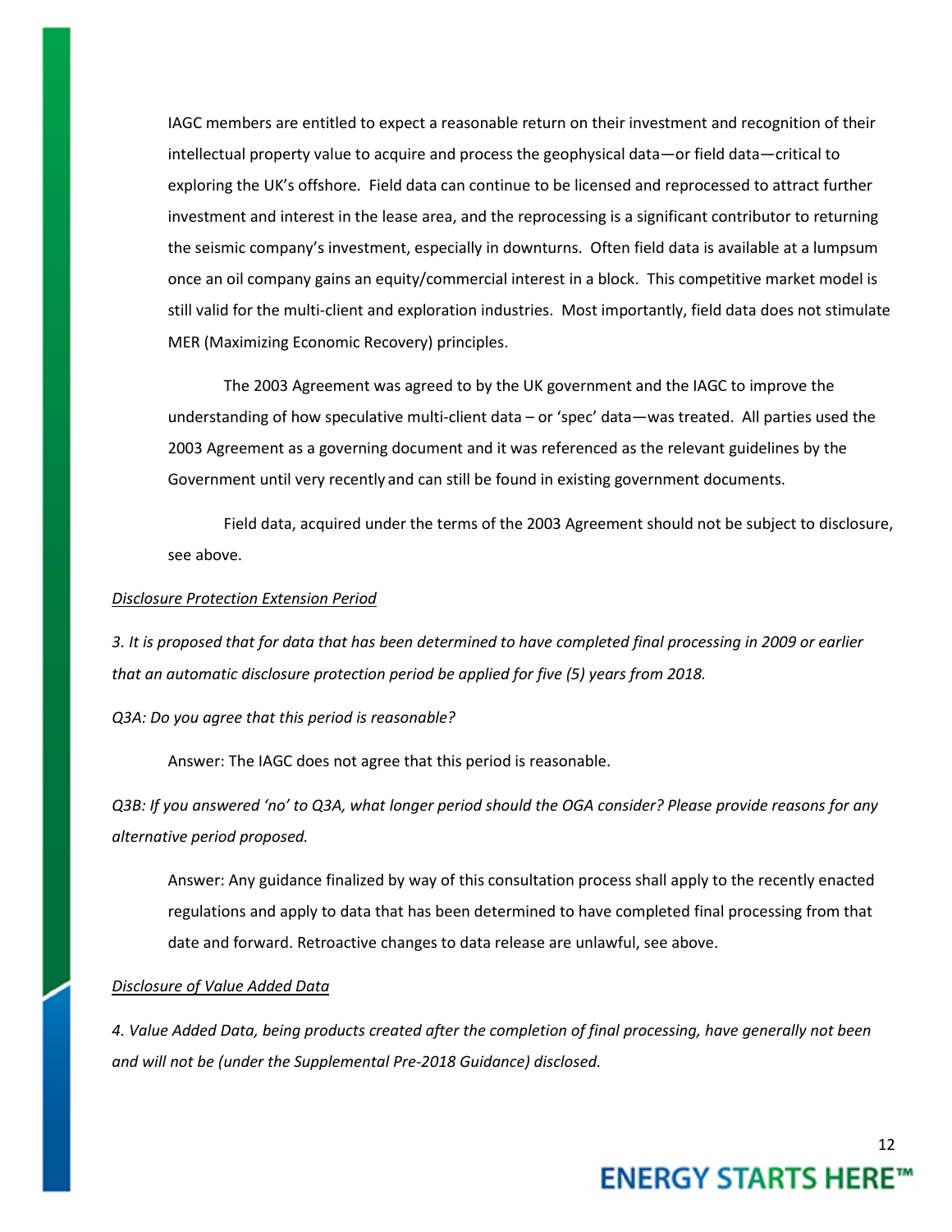IAGC members are entitled to expect a reasonable return on their investment and recognition of their intellectual property value to acquire and process the geophysical data—or field data—critical to exploring the UK's offshore. Field data can continue to be licensed and reprocessed to attract further investment and interest in the lease area, and the reprocessing is a significant contributor to returning the seismic company's investment, especially in downturns. Often field data is available at a lumpsum once an oil company gains an equity/commercial interest in a block. This competitive market model is still valid for the multi-client and exploration industries. Most importantly, field data does not stimulate MER (Maximizing Economic Recovery) principles.

The 2003 Agreement was agreed to by the UK government and the IAGC to improve the understanding of how speculative multi-client data – or 'spec' data—was treated. All parties used the 2003 Agreement as a governing document and it was referenced as the relevant guidelines by the Government until very recently and can still be found in existing government documents.

Field data, acquired under the terms of the 2003 Agreement should not be subject to disclosure, see above.

*<u>Disclosure Protection Extension Period</u>*

*3. It is proposed that for data that has been determined to have completed final processing in 2009 or earlier that an automatic disclosure protection period be applied for five (5) years from 2018.*

*Q3A: Do you agree that this period is reasonable?*

Answer: The IAGC does not agree that this period is reasonable.

*Q3B: If you answered 'no' to Q3A, what longer period should the OGA consider? Please provide reasons for any alternative period proposed.*

Answer: Any guidance finalized by way of this consultation process shall apply to the recently enacted regulations and apply to data that has been determined to have completed final processing from that date and forward. Retroactive changes to data release are unlawful, see above.

*<u>Disclosure of Value Added Data</u>*

*4. Value Added Data, being products created after the completion of final processing, have generally not been and will not be (under the Supplemental Pre-2018 Guidance) disclosed.*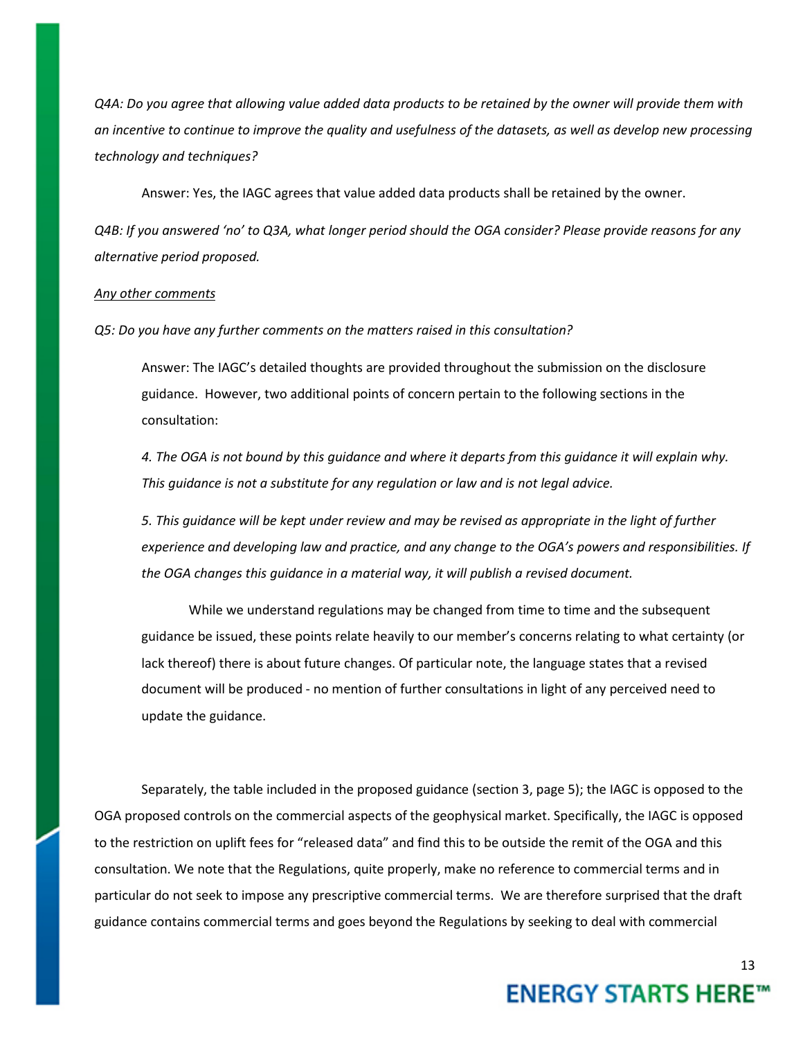*Q4A: Do you agree that allowing value added data products to be retained by the owner will provide them with an incentive to continue to improve the quality and usefulness of the datasets, as well as develop new processing technology and techniques?*

Answer: Yes, the IAGC agrees that value added data products shall be retained by the owner.

*Q4B: If you answered 'no' to Q3A, what longer period should the OGA consider? Please provide reasons for any alternative period proposed.*

*Any other comments*

*Q5: Do you have any further comments on the matters raised in this consultation?*

Answer: The IAGC's detailed thoughts are provided throughout the submission on the disclosure guidance. However, two additional points of concern pertain to the following sections in the consultation:

*4. The OGA is not bound by this guidance and where it departs from this guidance it will explain why. This guidance is not a substitute for any regulation or law and is not legal advice.*

*5. This guidance will be kept under review and may be revised as appropriate in the light of further experience and developing law and practice, and any change to the OGA's powers and responsibilities. If the OGA changes this guidance in a material way, it will publish a revised document.*

While we understand regulations may be changed from time to time and the subsequent guidance be issued, these points relate heavily to our member's concerns relating to what certainty (or lack thereof) there is about future changes. Of particular note, the language states that a revised document will be produced - no mention of further consultations in light of any perceived need to update the guidance.

Separately, the table included in the proposed guidance (section 3, page 5); the IAGC is opposed to the OGA proposed controls on the commercial aspects of the geophysical market. Specifically, the IAGC is opposed to the restriction on uplift fees for "released data" and find this to be outside the remit of the OGA and this consultation. We note that the Regulations, quite properly, make no reference to commercial terms and in particular do not seek to impose any prescriptive commercial terms. We are therefore surprised that the draft guidance contains commercial terms and goes beyond the Regulations by seeking to deal with commercial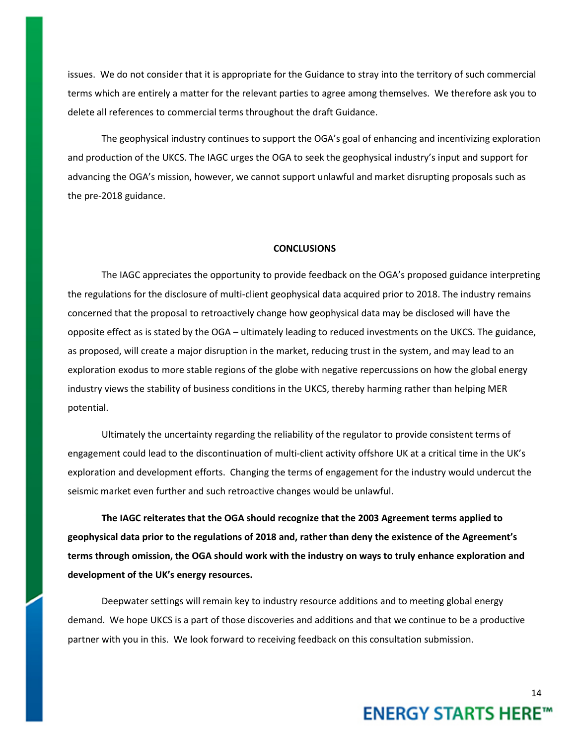issues. We do not consider that it is appropriate for the Guidance to stray into the territory of such commercial terms which are entirely a matter for the relevant parties to agree among themselves. We therefore ask you to delete all references to commercial terms throughout the draft Guidance.

The geophysical industry continues to support the OGA's goal of enhancing and incentivizing exploration and production of the UKCS. The IAGC urges the OGA to seek the geophysical industry's input and support for advancing the OGA's mission, however, we cannot support unlawful and market disrupting proposals such as the pre-2018 guidance.

## CONCLUSIONS

The IAGC appreciates the opportunity to provide feedback on the OGA's proposed guidance interpreting the regulations for the disclosure of multi-client geophysical data acquired prior to 2018. The industry remains concerned that the proposal to retroactively change how geophysical data may be disclosed will have the opposite effect as is stated by the OGA – ultimately leading to reduced investments on the UKCS. The guidance, as proposed, will create a major disruption in the market, reducing trust in the system, and may lead to an exploration exodus to more stable regions of the globe with negative repercussions on how the global energy industry views the stability of business conditions in the UKCS, thereby harming rather than helping MER potential.

Ultimately the uncertainty regarding the reliability of the regulator to provide consistent terms of engagement could lead to the discontinuation of multi-client activity offshore UK at a critical time in the UK's exploration and development efforts. Changing the terms of engagement for the industry would undercut the seismic market even further and such retroactive changes would be unlawful.

**The IAGC reiterates that the OGA should recognize that the 2003 Agreement terms applied to geophysical data prior to the regulations of 2018 and, rather than deny the existence of the Agreement's terms through omission, the OGA should work with the industry on ways to truly enhance exploration and development of the UK's energy resources.**

Deepwater settings will remain key to industry resource additions and to meeting global energy demand. We hope UKCS is a part of those discoveries and additions and that we continue to be a productive partner with you in this. We look forward to receiving feedback on this consultation submission.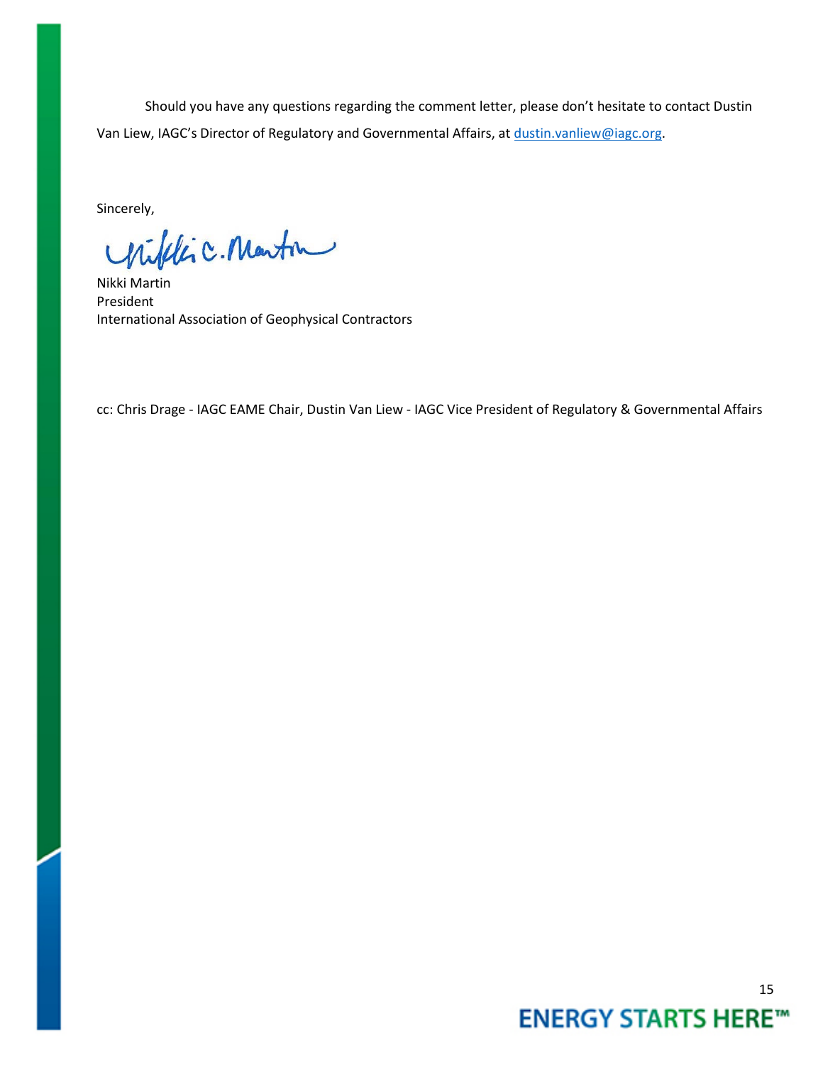Should you have any questions regarding the comment letter, please don't hesitate to contact Dustin Van Liew, IAGC's Director of Regulatory and Governmental Affairs, at dustin.vanliew@iagc.org.

Sincerely,

Nikki Martin
President
International Association of Geophysical Contractors

cc: Chris Drage - IAGC EAME Chair, Dustin Van Liew - IAGC Vice President of Regulatory & Governmental Affairs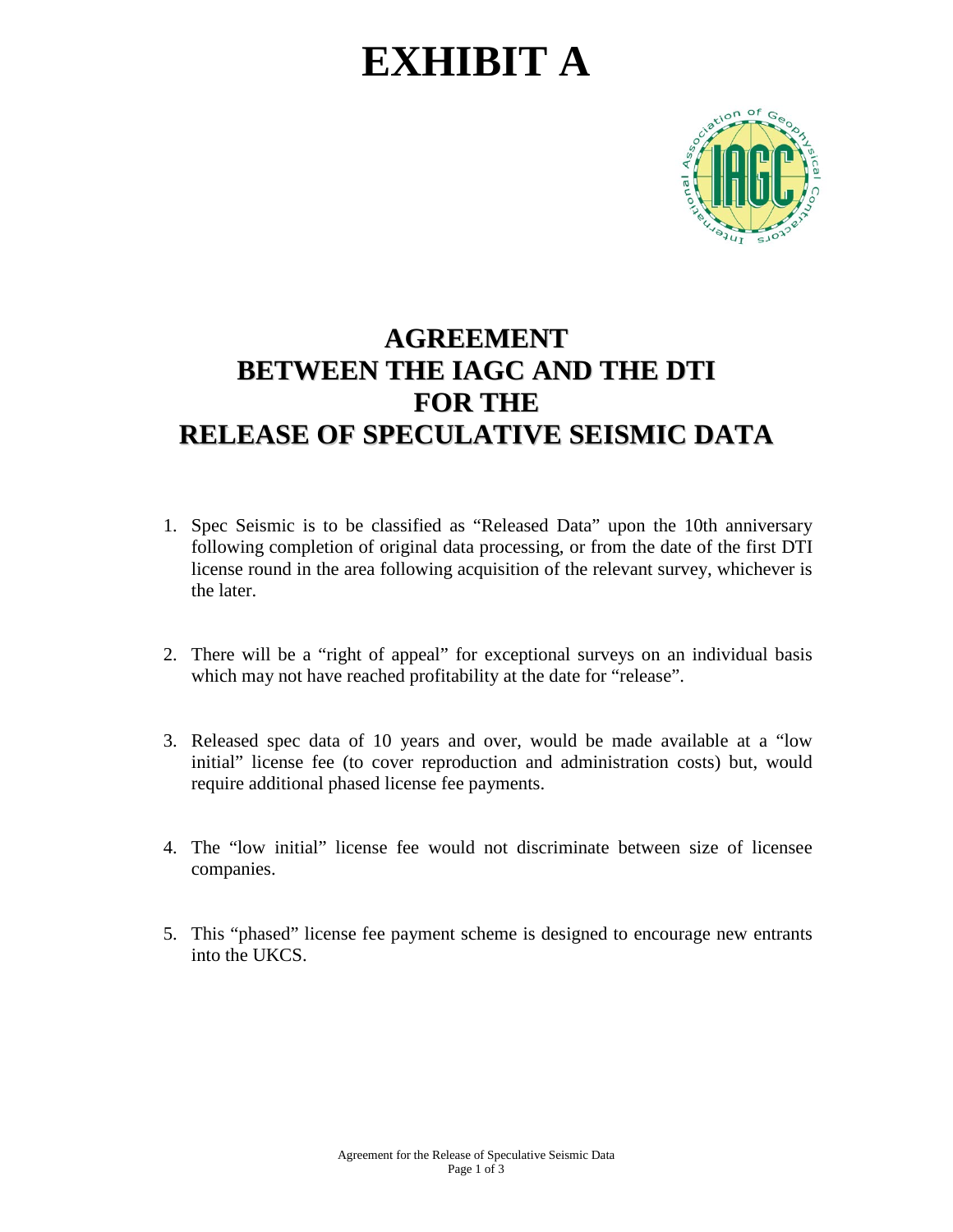# EXHIBIT A

## AGREEMENT
## BETWEEN THE IAGC AND THE DTI
## FOR THE
## RELEASE OF SPECULATIVE SEISMIC DATA

1. Spec Seismic is to be classified as "Released Data" upon the 10th anniversary following completion of original data processing, or from the date of the first DTI license round in the area following acquisition of the relevant survey, whichever is the later.

2. There will be a "right of appeal" for exceptional surveys on an individual basis which may not have reached profitability at the date for "release".

3. Released spec data of 10 years and over, would be made available at a "low initial" license fee (to cover reproduction and administration costs) but, would require additional phased license fee payments.

4. The "low initial" license fee would not discriminate between size of licensee companies.

5. This "phased" license fee payment scheme is designed to encourage new entrants into the UKCS.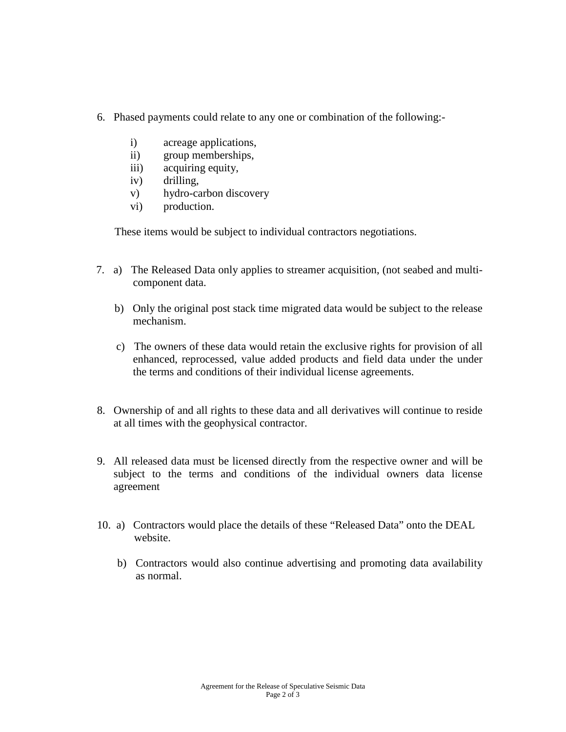6. Phased payments could relate to any one or combination of the following:-

   i) acreage applications,
   ii) group memberships,
   iii) acquiring equity,
   iv) drilling,
   v) hydro-carbon discovery
   vi) production.

   These items would be subject to individual contractors negotiations.

7. a) The Released Data only applies to streamer acquisition, (not seabed and multi-component data.

   b) Only the original post stack time migrated data would be subject to the release mechanism.

   c) The owners of these data would retain the exclusive rights for provision of all enhanced, reprocessed, value added products and field data under the under the terms and conditions of their individual license agreements.

8. Ownership of and all rights to these data and all derivatives will continue to reside at all times with the geophysical contractor.

9. All released data must be licensed directly from the respective owner and will be subject to the terms and conditions of the individual owners data license agreement

10. a) Contractors would place the details of these "Released Data" onto the DEAL website.

    b) Contractors would also continue advertising and promoting data availability as normal.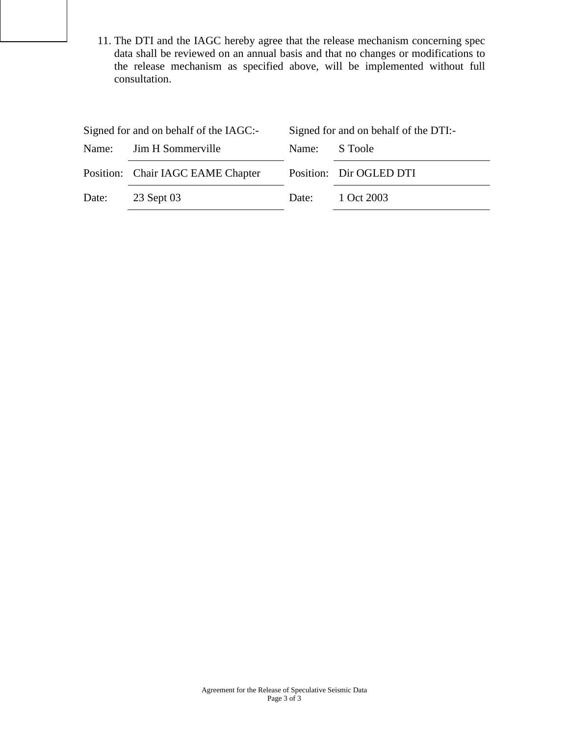11. The DTI and the IAGC hereby agree that the release mechanism concerning spec data shall be reviewed on an annual basis and that no changes or modifications to the release mechanism as specified above, will be implemented without full consultation.

| Signed for and on behalf of the IAGC:- | | Signed for and on behalf of the DTI:- | |
|---|---|---|---|
| Name: | Jim H Sommerville | Name: | S Toole |
| Position: | Chair IAGC EAME Chapter | Position: | Dir OGLED DTI |
| Date: | 23 Sept 03 | Date: | 1 Oct 2003 |